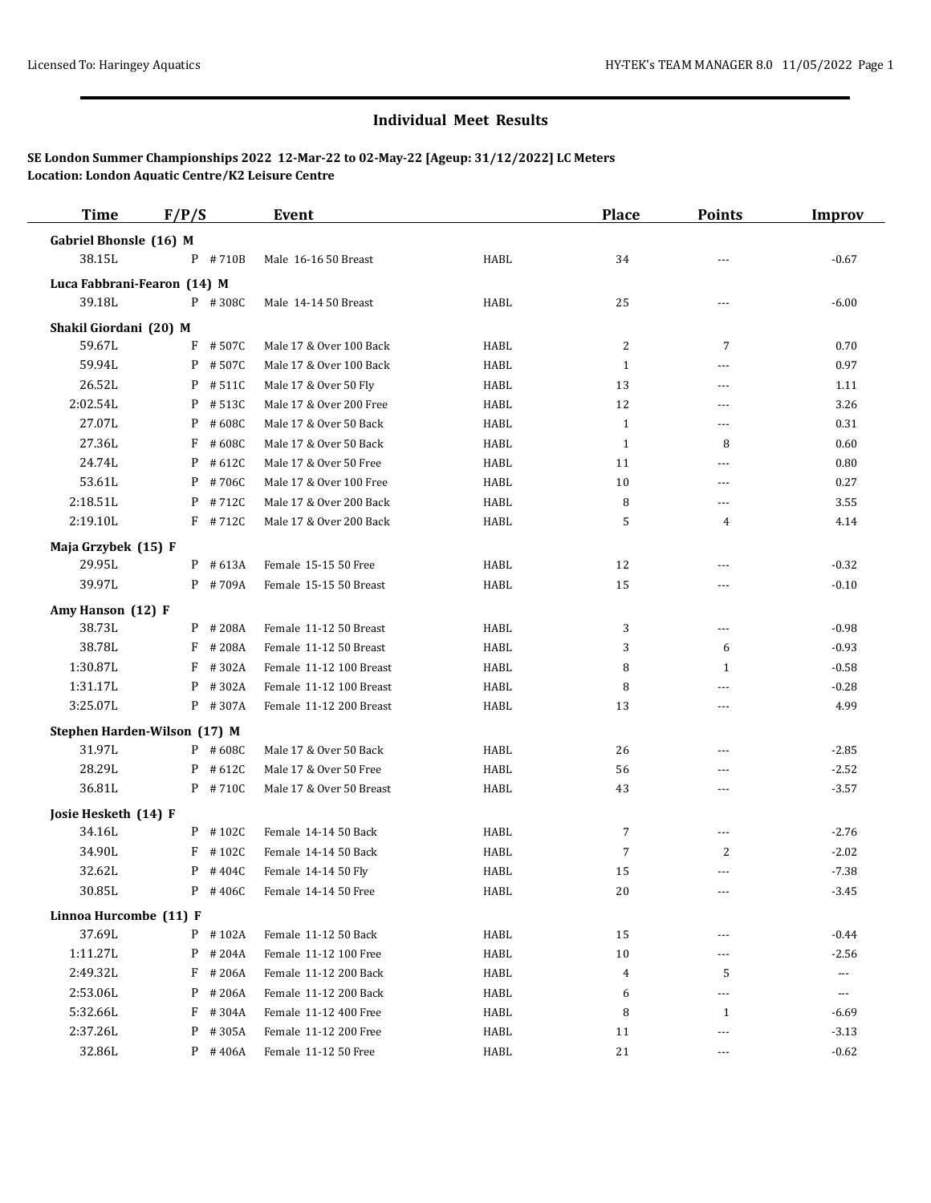## Individual Meet Results

**SE London Summer Championships 2022 12-Mar-22 to 02-May-22 [Ageup: 31/12/2022] LC Meters**
**Location: London Aquatic Centre/K2 Leisure Centre**

| Time | F/P/S | | Event | | Place | Points | Improv |
|---|---|---|---|---|---|---|---|
| **Gabriel Bhonsle (16) M** | | | | | | | |
| 38.15L | P | #710B | Male 16-16 50 Breast | HABL | 34 | --- | -0.67 |
| **Luca Fabbrani-Fearon (14) M** | | | | | | | |
| 39.18L | P | #308C | Male 14-14 50 Breast | HABL | 25 | --- | -6.00 |
| **Shakil Giordani (20) M** | | | | | | | |
| 59.67L | F | #507C | Male 17 & Over 100 Back | HABL | 2 | 7 | 0.70 |
| 59.94L | P | #507C | Male 17 & Over 100 Back | HABL | 1 | --- | 0.97 |
| 26.52L | P | #511C | Male 17 & Over 50 Fly | HABL | 13 | --- | 1.11 |
| 2:02.54L | P | #513C | Male 17 & Over 200 Free | HABL | 12 | --- | 3.26 |
| 27.07L | P | #608C | Male 17 & Over 50 Back | HABL | 1 | --- | 0.31 |
| 27.36L | F | #608C | Male 17 & Over 50 Back | HABL | 1 | 8 | 0.60 |
| 24.74L | P | #612C | Male 17 & Over 50 Free | HABL | 11 | --- | 0.80 |
| 53.61L | P | #706C | Male 17 & Over 100 Free | HABL | 10 | --- | 0.27 |
| 2:18.51L | P | #712C | Male 17 & Over 200 Back | HABL | 8 | --- | 3.55 |
| 2:19.10L | F | #712C | Male 17 & Over 200 Back | HABL | 5 | 4 | 4.14 |
| **Maja Grzybek (15) F** | | | | | | | |
| 29.95L | P | #613A | Female 15-15 50 Free | HABL | 12 | --- | -0.32 |
| 39.97L | P | #709A | Female 15-15 50 Breast | HABL | 15 | --- | -0.10 |
| **Amy Hanson (12) F** | | | | | | | |
| 38.73L | P | #208A | Female 11-12 50 Breast | HABL | 3 | --- | -0.98 |
| 38.78L | F | #208A | Female 11-12 50 Breast | HABL | 3 | 6 | -0.93 |
| 1:30.87L | F | #302A | Female 11-12 100 Breast | HABL | 8 | 1 | -0.58 |
| 1:31.17L | P | #302A | Female 11-12 100 Breast | HABL | 8 | --- | -0.28 |
| 3:25.07L | P | #307A | Female 11-12 200 Breast | HABL | 13 | --- | 4.99 |
| **Stephen Harden-Wilson (17) M** | | | | | | | |
| 31.97L | P | #608C | Male 17 & Over 50 Back | HABL | 26 | --- | -2.85 |
| 28.29L | P | #612C | Male 17 & Over 50 Free | HABL | 56 | --- | -2.52 |
| 36.81L | P | #710C | Male 17 & Over 50 Breast | HABL | 43 | --- | -3.57 |
| **Josie Hesketh (14) F** | | | | | | | |
| 34.16L | P | #102C | Female 14-14 50 Back | HABL | 7 | --- | -2.76 |
| 34.90L | F | #102C | Female 14-14 50 Back | HABL | 7 | 2 | -2.02 |
| 32.62L | P | #404C | Female 14-14 50 Fly | HABL | 15 | --- | -7.38 |
| 30.85L | P | #406C | Female 14-14 50 Free | HABL | 20 | --- | -3.45 |
| **Linnoa Hurcombe (11) F** | | | | | | | |
| 37.69L | P | #102A | Female 11-12 50 Back | HABL | 15 | --- | -0.44 |
| 1:11.27L | P | #204A | Female 11-12 100 Free | HABL | 10 | --- | -2.56 |
| 2:49.32L | F | #206A | Female 11-12 200 Back | HABL | 4 | 5 | --- |
| 2:53.06L | P | #206A | Female 11-12 200 Back | HABL | 6 | --- | --- |
| 5:32.66L | F | #304A | Female 11-12 400 Free | HABL | 8 | 1 | -6.69 |
| 2:37.26L | P | #305A | Female 11-12 200 Free | HABL | 11 | --- | -3.13 |
| 32.86L | P | #406A | Female 11-12 50 Free | HABL | 21 | --- | -0.62 |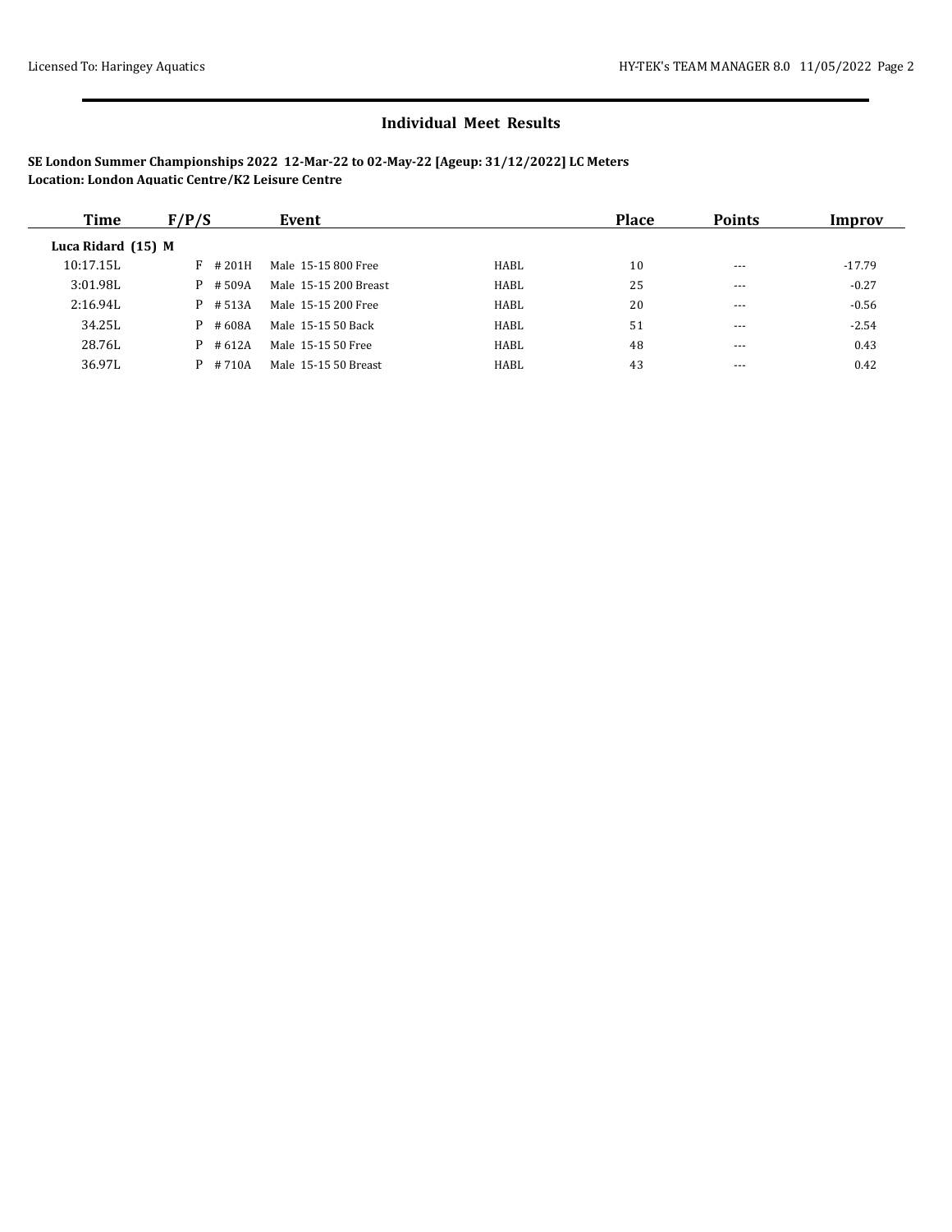## Individual Meet Results

**SE London Summer Championships 2022 12-Mar-22 to 02-May-22 [Ageup: 31/12/2022] LC Meters**
**Location: London Aquatic Centre/K2 Leisure Centre**

| Time | F/P/S | | Event | | Place | Points | Improv |
|---|---|---|---|---|---|---|---|
| **Luca Ridard (15) M** | | | | | | | |
| 10:17.15L | F | # 201H | Male 15-15 800 Free | HABL | 10 | --- | -17.79 |
| 3:01.98L | P | # 509A | Male 15-15 200 Breast | HABL | 25 | --- | -0.27 |
| 2:16.94L | P | # 513A | Male 15-15 200 Free | HABL | 20 | --- | -0.56 |
| 34.25L | P | # 608A | Male 15-15 50 Back | HABL | 51 | --- | -2.54 |
| 28.76L | P | # 612A | Male 15-15 50 Free | HABL | 48 | --- | 0.43 |
| 36.97L | P | # 710A | Male 15-15 50 Breast | HABL | 43 | --- | 0.42 |